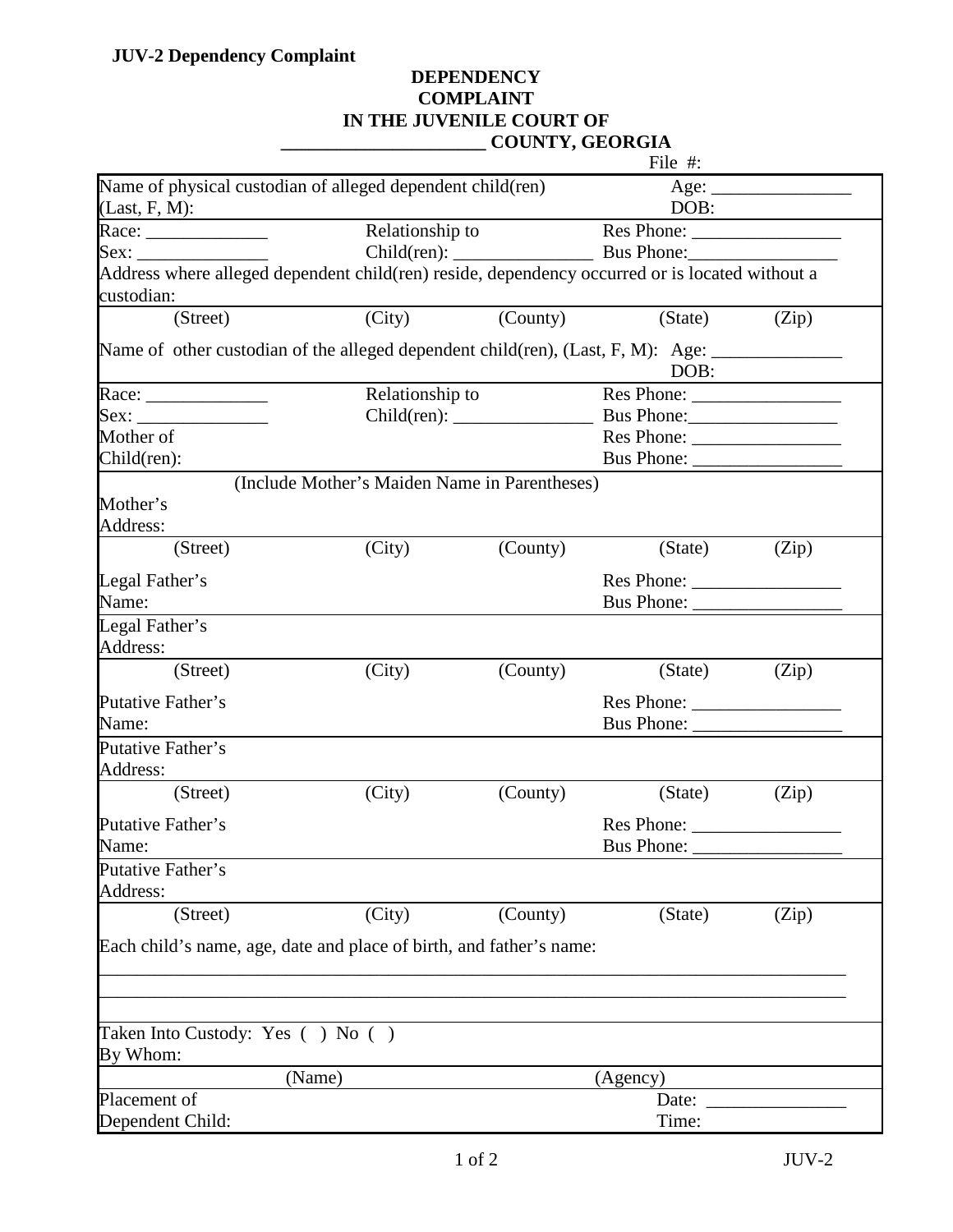**JUV-2 Dependency Complaint**

# DEPENDENCY COMPLAINT
## IN THE JUVENILE COURT OF
## ______________________ COUNTY, GEORGIA

File #:

Name of physical custodian of alleged dependent child(ren) (Last, F, M): &nbsp;&nbsp;&nbsp;&nbsp; Age: _______________ &nbsp;&nbsp;&nbsp;&nbsp; DOB:

Race: _____________ &nbsp;&nbsp;&nbsp;&nbsp; Relationship to &nbsp;&nbsp;&nbsp;&nbsp; Res Phone: ________________

Sex: ______________ &nbsp;&nbsp;&nbsp;&nbsp; Child(ren): _______________ &nbsp;&nbsp;&nbsp;&nbsp; Bus Phone: ________________

Address where alleged dependent child(ren) reside, dependency occurred or is located without a custodian:

(Street) &nbsp;&nbsp;&nbsp;&nbsp; (City) &nbsp;&nbsp;&nbsp;&nbsp; (County) &nbsp;&nbsp;&nbsp;&nbsp; (State) &nbsp;&nbsp;&nbsp;&nbsp; (Zip)

Name of other custodian of the alleged dependent child(ren), (Last, F, M): &nbsp;&nbsp;&nbsp;&nbsp; Age: ______________ &nbsp;&nbsp;&nbsp;&nbsp; DOB:

Race: _____________ &nbsp;&nbsp;&nbsp;&nbsp; Relationship to &nbsp;&nbsp;&nbsp;&nbsp; Res Phone: ________________

Sex: ______________ &nbsp;&nbsp;&nbsp;&nbsp; Child(ren): _______________ &nbsp;&nbsp;&nbsp;&nbsp; Bus Phone: ________________

Mother of Child(ren): &nbsp;&nbsp;&nbsp;&nbsp; Res Phone: ________________ &nbsp;&nbsp;&nbsp;&nbsp; Bus Phone: ________________

(Include Mother's Maiden Name in Parentheses)

Mother's Address:

(Street) &nbsp;&nbsp;&nbsp;&nbsp; (City) &nbsp;&nbsp;&nbsp;&nbsp; (County) &nbsp;&nbsp;&nbsp;&nbsp; (State) &nbsp;&nbsp;&nbsp;&nbsp; (Zip)

Legal Father's Name: &nbsp;&nbsp;&nbsp;&nbsp; Res Phone: ________________ &nbsp;&nbsp;&nbsp;&nbsp; Bus Phone: ________________

Legal Father's Address:

(Street) &nbsp;&nbsp;&nbsp;&nbsp; (City) &nbsp;&nbsp;&nbsp;&nbsp; (County) &nbsp;&nbsp;&nbsp;&nbsp; (State) &nbsp;&nbsp;&nbsp;&nbsp; (Zip)

Putative Father's Name: &nbsp;&nbsp;&nbsp;&nbsp; Res Phone: ________________ &nbsp;&nbsp;&nbsp;&nbsp; Bus Phone: ________________

Putative Father's Address:

(Street) &nbsp;&nbsp;&nbsp;&nbsp; (City) &nbsp;&nbsp;&nbsp;&nbsp; (County) &nbsp;&nbsp;&nbsp;&nbsp; (State) &nbsp;&nbsp;&nbsp;&nbsp; (Zip)

Putative Father's Name: &nbsp;&nbsp;&nbsp;&nbsp; Res Phone: ________________ &nbsp;&nbsp;&nbsp;&nbsp; Bus Phone: ________________

Putative Father's Address:

(Street) &nbsp;&nbsp;&nbsp;&nbsp; (City) &nbsp;&nbsp;&nbsp;&nbsp; (County) &nbsp;&nbsp;&nbsp;&nbsp; (State) &nbsp;&nbsp;&nbsp;&nbsp; (Zip)

Each child's name, age, date and place of birth, and father's name:

______________________________________________________________________________

______________________________________________________________________________

Taken Into Custody: Yes ( ) No ( )

By Whom:

(Name) &nbsp;&nbsp;&nbsp;&nbsp; (Agency)

Placement of Dependent Child: &nbsp;&nbsp;&nbsp;&nbsp; Date: _______________ &nbsp;&nbsp;&nbsp;&nbsp; Time: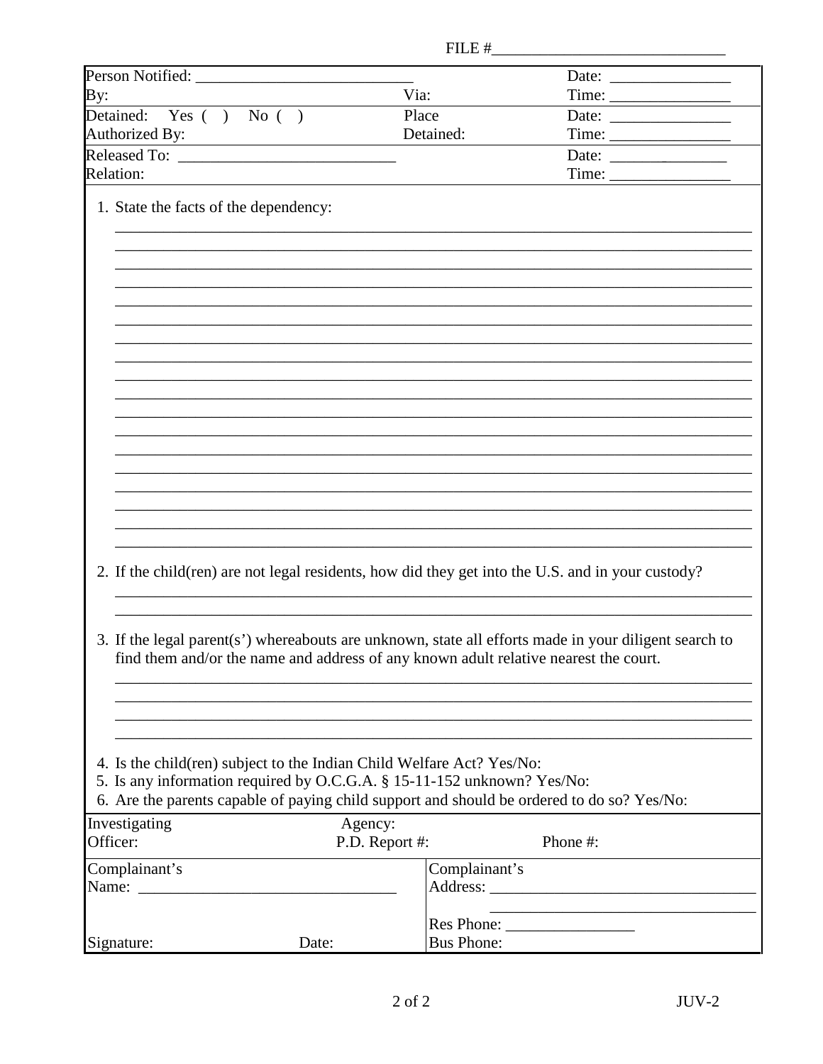FILE #_____________________________

| | | |
|---|---|---|
| Person Notified: ___________________________<br>By: | Via: | Date: _______________<br>Time: _______________ |
| Detained: Yes ( ) No ( )<br>Authorized By: | Place<br>Detained: | Date: _______________<br>Time: _______________ |
| Released To: ___________________________<br>Relation: | | Date: _______________<br>Time: _______________ |

1. State the facts of the dependency:

________________________________________________________________________________
________________________________________________________________________________
________________________________________________________________________________
________________________________________________________________________________
________________________________________________________________________________
________________________________________________________________________________
________________________________________________________________________________
________________________________________________________________________________
________________________________________________________________________________
________________________________________________________________________________
________________________________________________________________________________
________________________________________________________________________________
________________________________________________________________________________
________________________________________________________________________________
________________________________________________________________________________
________________________________________________________________________________
________________________________________________________________________________
________________________________________________________________________________

2. If the child(ren) are not legal residents, how did they get into the U.S. and in your custody?

________________________________________________________________________________
________________________________________________________________________________

3. If the legal parent(s') whereabouts are unknown, state all efforts made in your diligent search to find them and/or the name and address of any known adult relative nearest the court.

________________________________________________________________________________
________________________________________________________________________________
________________________________________________________________________________
________________________________________________________________________________

4. Is the child(ren) subject to the Indian Child Welfare Act? Yes/No:
5. Is any information required by O.C.G.A. § 15-11-152 unknown? Yes/No:
6. Are the parents capable of paying child support and should be ordered to do so? Yes/No:

| | | |
|---|---|---|
| Investigating Officer: | Agency:<br>P.D. Report #: | Phone #: |

| | |
|---|---|
| Complainant's Name: ________________________________ | Complainant's Address: ________________________________<br>________________________________ |
| Signature: Date: | Res Phone: ________________<br>Bus Phone: |